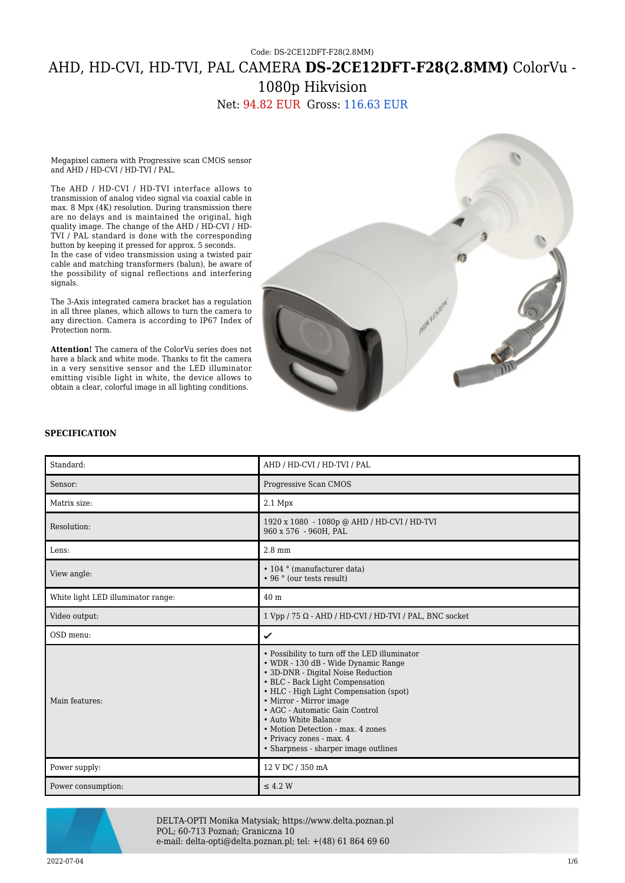Code: DS-2CE12DFT-F28(2.8MM)

# AHD, HD-CVI, HD-TVI, PAL CAMERA **DS-2CE12DFT-F28(2.8MM)** ColorVu - 1080p Hikvision

Net: 94.82 EUR Gross: 116.63 EUR

Megapixel camera with Progressive scan CMOS sensor and AHD / HD-CVI / HD-TVI / PAL.

The AHD / HD-CVI / HD-TVI interface allows to transmission of analog video signal via coaxial cable in max. 8 Mpx (4K) resolution. During transmission there are no delays and is maintained the original, high quality image. The change of the AHD / HD-CVI / HD-TVI / PAL standard is done with the corresponding button by keeping it pressed for approx. 5 seconds.
In the case of video transmission using a twisted pair cable and matching transformers (balun), be aware of the possibility of signal reflections and interfering signals.

The 3-Axis integrated camera bracket has a regulation in all three planes, which allows to turn the camera to any direction. Camera is according to IP67 Index of Protection norm.

**Attention!** The camera of the ColorVu series does not have a black and white mode. Thanks to fit the camera in a very sensitive sensor and the LED illuminator emitting visible light in white, the device allows to obtain a clear, colorful image in all lighting conditions.

### SPECIFICATION

| | |
|---|---|
| Standard: | AHD / HD-CVI / HD-TVI / PAL |
| Sensor: | Progressive Scan CMOS |
| Matrix size: | 2.1 Mpx |
| Resolution: | 1920 x 1080 - 1080p @ AHD / HD-CVI / HD-TVI<br>960 x 576 - 960H, PAL |
| Lens: | 2.8 mm |
| View angle: | • 104 ° (manufacturer data)<br>• 96 ° (our tests result) |
| White light LED illuminator range: | 40 m |
| Video output: | 1 Vpp / 75 Ω - AHD / HD-CVI / HD-TVI / PAL, BNC socket |
| OSD menu: | ✔ |
| Main features: | • Possibility to turn off the LED illuminator<br>• WDR - 130 dB - Wide Dynamic Range<br>• 3D-DNR - Digital Noise Reduction<br>• BLC - Back Light Compensation<br>• HLC - High Light Compensation (spot)<br>• Mirror - Mirror image<br>• AGC - Automatic Gain Control<br>• Auto White Balance<br>• Motion Detection - max. 4 zones<br>• Privacy zones - max. 4<br>• Sharpness - sharper image outlines |
| Power supply: | 12 V DC / 350 mA |
| Power consumption: | ≤ 4.2 W |

DELTA-OPTI Monika Matysiak; https://www.delta.poznan.pl
POL; 60-713 Poznań; Graniczna 10
e-mail: delta-opti@delta.poznan.pl; tel: +(48) 61 864 69 60

2022-07-04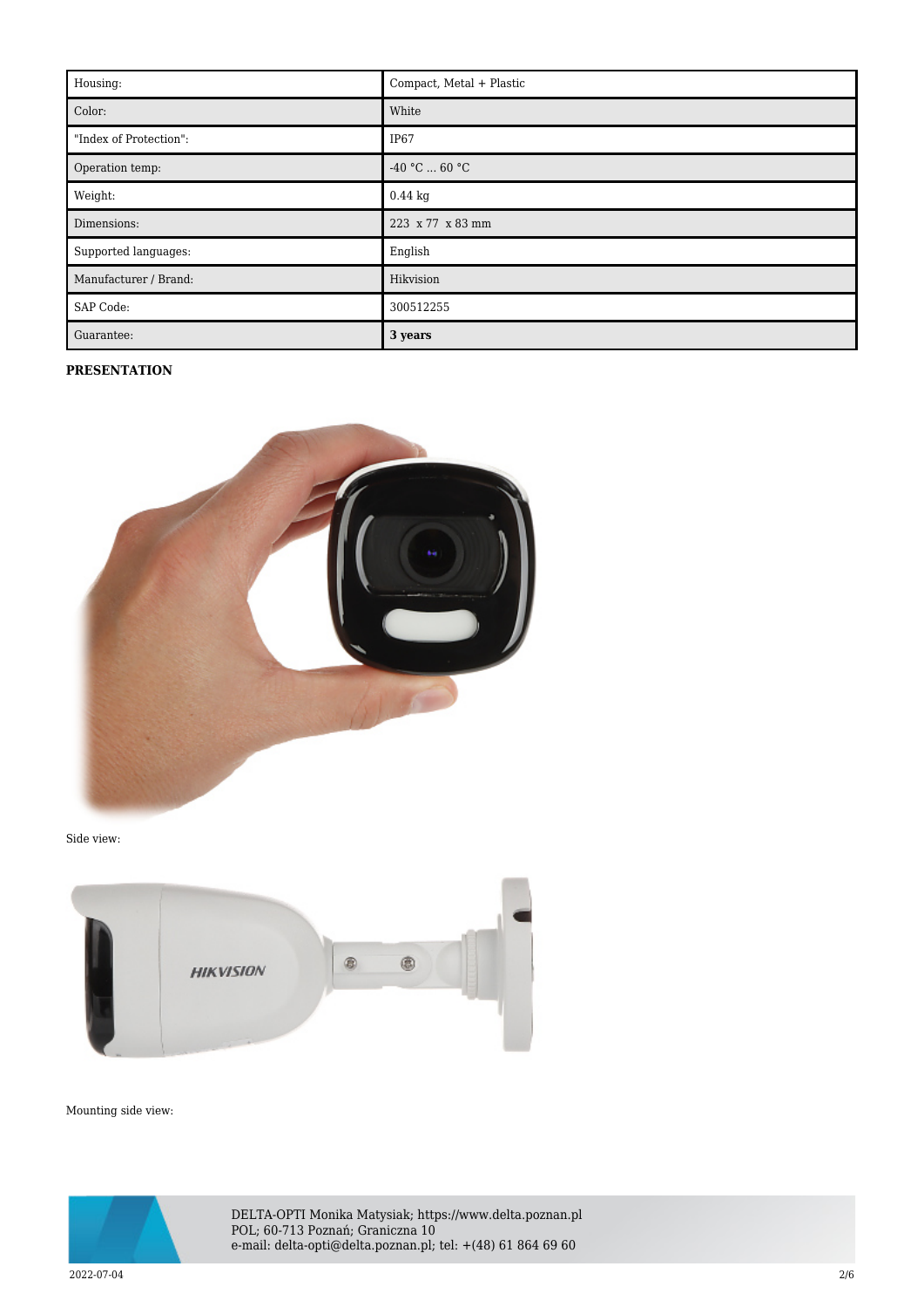| Housing: | Compact, Metal + Plastic |
|---|---|
| Color: | White |
| "Index of Protection": | IP67 |
| Operation temp: | -40 °C ... 60 °C |
| Weight: | 0.44 kg |
| Dimensions: | 223 x 77 x 83 mm |
| Supported languages: | English |
| Manufacturer / Brand: | Hikvision |
| SAP Code: | 300512255 |
| Guarantee: | **3 years** |

**PRESENTATION**

Side view:

Mounting side view: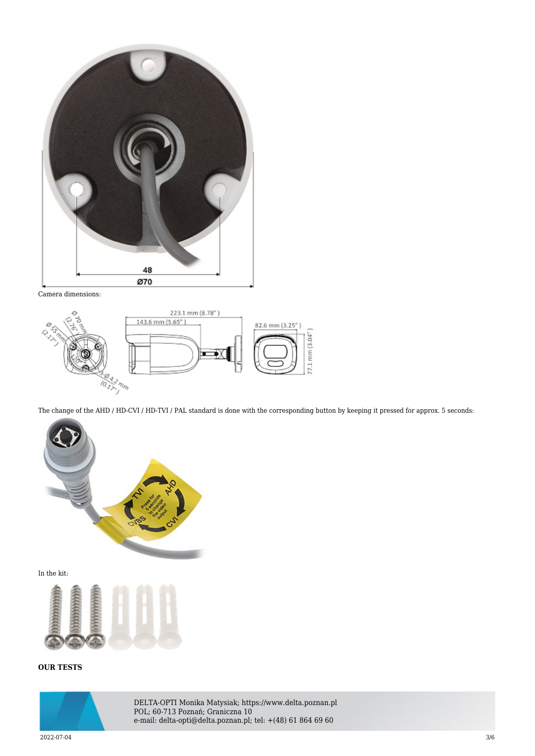Camera dimensions:

The change of the AHD / HD-CVI / HD-TVI / PAL standard is done with the corresponding button by keeping it pressed for approx. 5 seconds:

In the kit:

**OUR TESTS**

DELTA-OPTI Monika Matysiak; https://www.delta.poznan.pl
POL; 60-713 Poznań; Graniczna 10
e-mail: delta-opti@delta.poznan.pl; tel: +(48) 61 864 69 60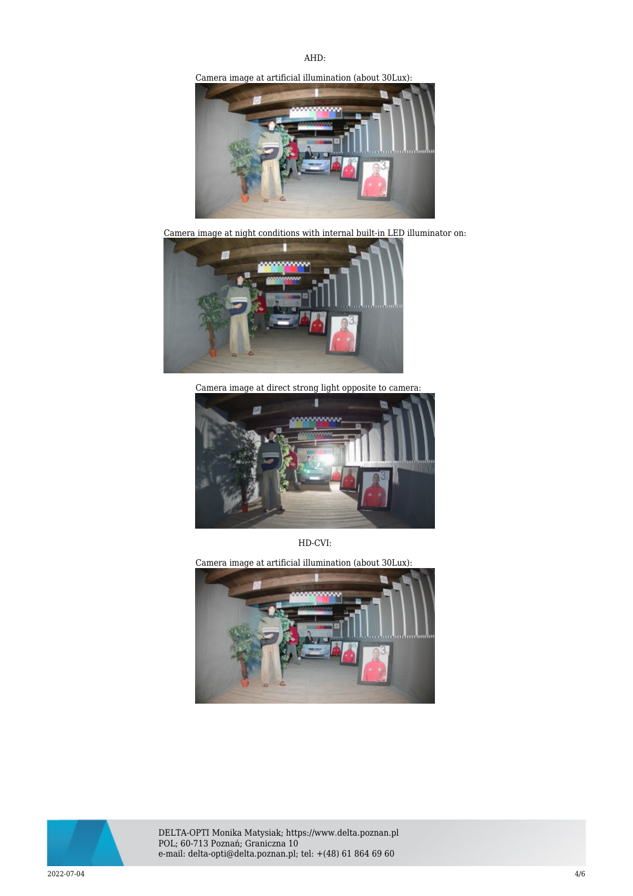AHD:

Camera image at artificial illumination (about 30Lux):

Camera image at night conditions with internal built-in LED illuminator on:

Camera image at direct strong light opposite to camera:

HD-CVI:

Camera image at artificial illumination (about 30Lux):

DELTA-OPTI Monika Matysiak; https://www.delta.poznan.pl
POL; 60-713 Poznań; Graniczna 10
e-mail: delta-opti@delta.poznan.pl; tel: +(48) 61 864 69 60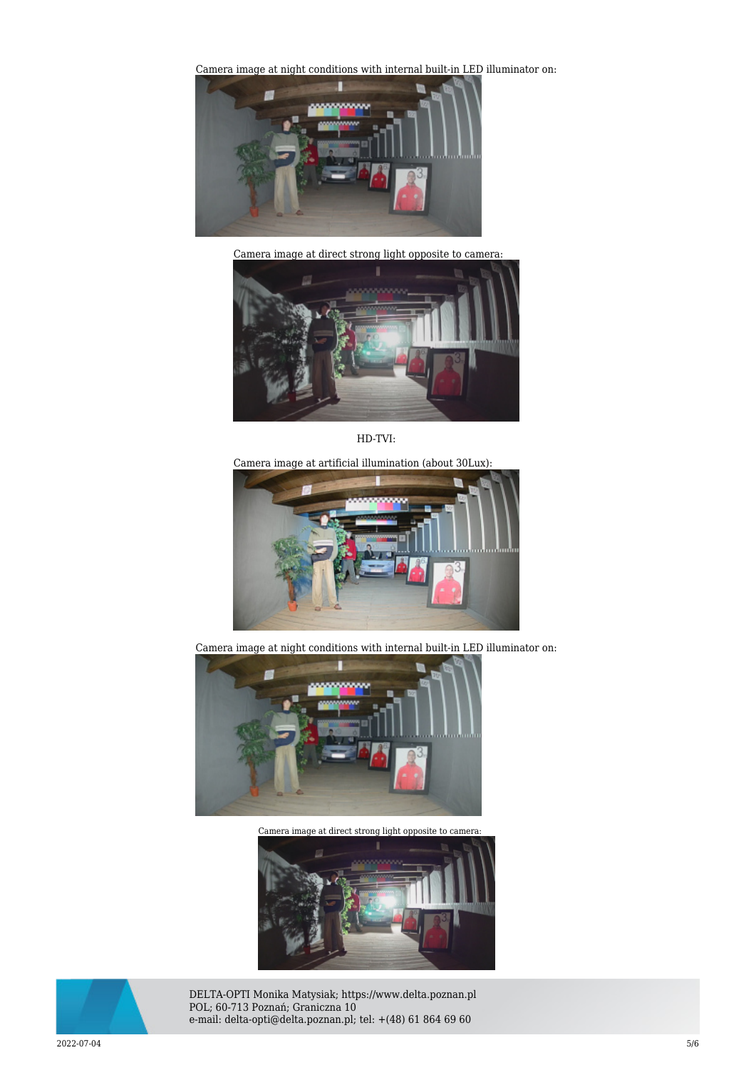Camera image at night conditions with internal built-in LED illuminator on:

Camera image at direct strong light opposite to camera:

HD-TVI:

Camera image at artificial illumination (about 30Lux):

Camera image at night conditions with internal built-in LED illuminator on:

Camera image at direct strong light opposite to camera:

DELTA-OPTI Monika Matysiak; https://www.delta.poznan.pl
POL; 60-713 Poznań; Graniczna 10
e-mail: delta-opti@delta.poznan.pl; tel: +(48) 61 864 69 60